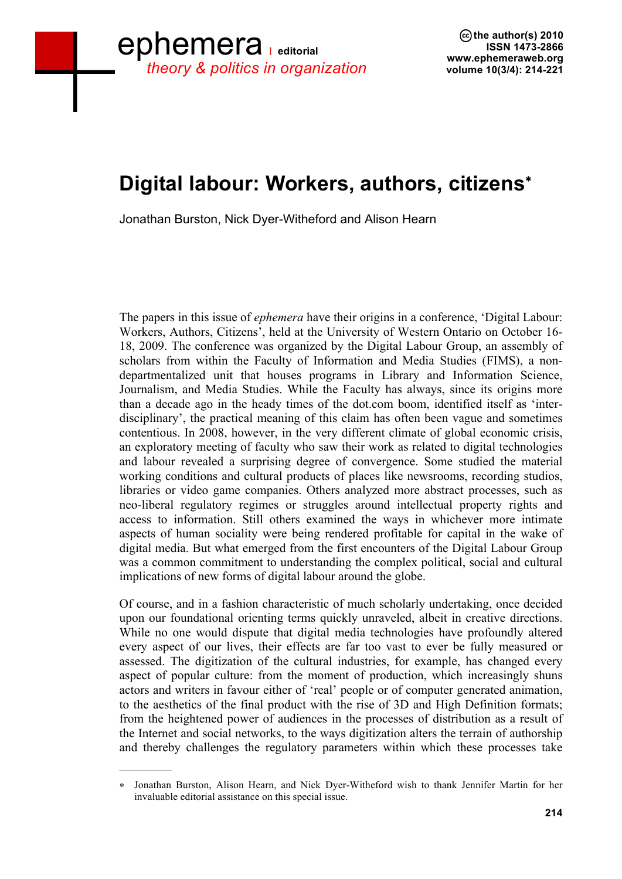# Digital labour: Workers, authors, citizens*

Jonathan Burston, Nick Dyer-Witheford and Alison Hearn

The papers in this issue of *ephemera* have their origins in a conference, 'Digital Labour: Workers, Authors, Citizens', held at the University of Western Ontario on October 16-18, 2009. The conference was organized by the Digital Labour Group, an assembly of scholars from within the Faculty of Information and Media Studies (FIMS), a non-departmentalized unit that houses programs in Library and Information Science, Journalism, and Media Studies. While the Faculty has always, since its origins more than a decade ago in the heady times of the dot.com boom, identified itself as 'inter-disciplinary', the practical meaning of this claim has often been vague and sometimes contentious. In 2008, however, in the very different climate of global economic crisis, an exploratory meeting of faculty who saw their work as related to digital technologies and labour revealed a surprising degree of convergence. Some studied the material working conditions and cultural products of places like newsrooms, recording studios, libraries or video game companies. Others analyzed more abstract processes, such as neo-liberal regulatory regimes or struggles around intellectual property rights and access to information. Still others examined the ways in whichever more intimate aspects of human sociality were being rendered profitable for capital in the wake of digital media. But what emerged from the first encounters of the Digital Labour Group was a common commitment to understanding the complex political, social and cultural implications of new forms of digital labour around the globe.

Of course, and in a fashion characteristic of much scholarly undertaking, once decided upon our foundational orienting terms quickly unraveled, albeit in creative directions. While no one would dispute that digital media technologies have profoundly altered every aspect of our lives, their effects are far too vast to ever be fully measured or assessed. The digitization of the cultural industries, for example, has changed every aspect of popular culture: from the moment of production, which increasingly shuns actors and writers in favour either of 'real' people or of computer generated animation, to the aesthetics of the final product with the rise of 3D and High Definition formats; from the heightened power of audiences in the processes of distribution as a result of the Internet and social networks, to the ways digitization alters the terrain of authorship and thereby challenges the regulatory parameters within which these processes take

---

\* Jonathan Burston, Alison Hearn, and Nick Dyer-Witheford wish to thank Jennifer Martin for her invaluable editorial assistance on this special issue.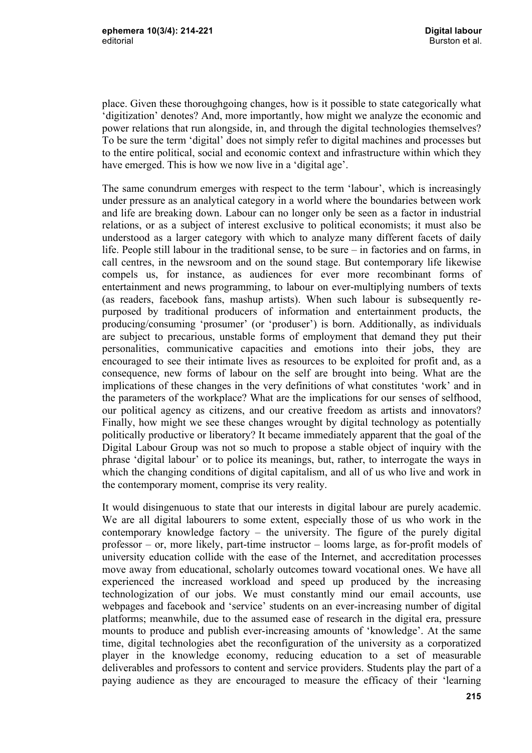place. Given these thoroughgoing changes, how is it possible to state categorically what 'digitization' denotes? And, more importantly, how might we analyze the economic and power relations that run alongside, in, and through the digital technologies themselves? To be sure the term 'digital' does not simply refer to digital machines and processes but to the entire political, social and economic context and infrastructure within which they have emerged. This is how we now live in a 'digital age'.

The same conundrum emerges with respect to the term 'labour', which is increasingly under pressure as an analytical category in a world where the boundaries between work and life are breaking down. Labour can no longer only be seen as a factor in industrial relations, or as a subject of interest exclusive to political economists; it must also be understood as a larger category with which to analyze many different facets of daily life. People still labour in the traditional sense, to be sure – in factories and on farms, in call centres, in the newsroom and on the sound stage. But contemporary life likewise compels us, for instance, as audiences for ever more recombinant forms of entertainment and news programming, to labour on ever-multiplying numbers of texts (as readers, facebook fans, mashup artists). When such labour is subsequently re-purposed by traditional producers of information and entertainment products, the producing/consuming 'prosumer' (or 'produser') is born. Additionally, as individuals are subject to precarious, unstable forms of employment that demand they put their personalities, communicative capacities and emotions into their jobs, they are encouraged to see their intimate lives as resources to be exploited for profit and, as a consequence, new forms of labour on the self are brought into being. What are the implications of these changes in the very definitions of what constitutes 'work' and in the parameters of the workplace? What are the implications for our senses of selfhood, our political agency as citizens, and our creative freedom as artists and innovators? Finally, how might we see these changes wrought by digital technology as potentially politically productive or liberatory? It became immediately apparent that the goal of the Digital Labour Group was not so much to propose a stable object of inquiry with the phrase 'digital labour' or to police its meanings, but, rather, to interrogate the ways in which the changing conditions of digital capitalism, and all of us who live and work in the contemporary moment, comprise its very reality.

It would disingenuous to state that our interests in digital labour are purely academic. We are all digital labourers to some extent, especially those of us who work in the contemporary knowledge factory – the university. The figure of the purely digital professor – or, more likely, part-time instructor – looms large, as for-profit models of university education collide with the ease of the Internet, and accreditation processes move away from educational, scholarly outcomes toward vocational ones. We have all experienced the increased workload and speed up produced by the increasing technologization of our jobs. We must constantly mind our email accounts, use webpages and facebook and 'service' students on an ever-increasing number of digital platforms; meanwhile, due to the assumed ease of research in the digital era, pressure mounts to produce and publish ever-increasing amounts of 'knowledge'. At the same time, digital technologies abet the reconfiguration of the university as a corporatized player in the knowledge economy, reducing education to a set of measurable deliverables and professors to content and service providers. Students play the part of a paying audience as they are encouraged to measure the efficacy of their 'learning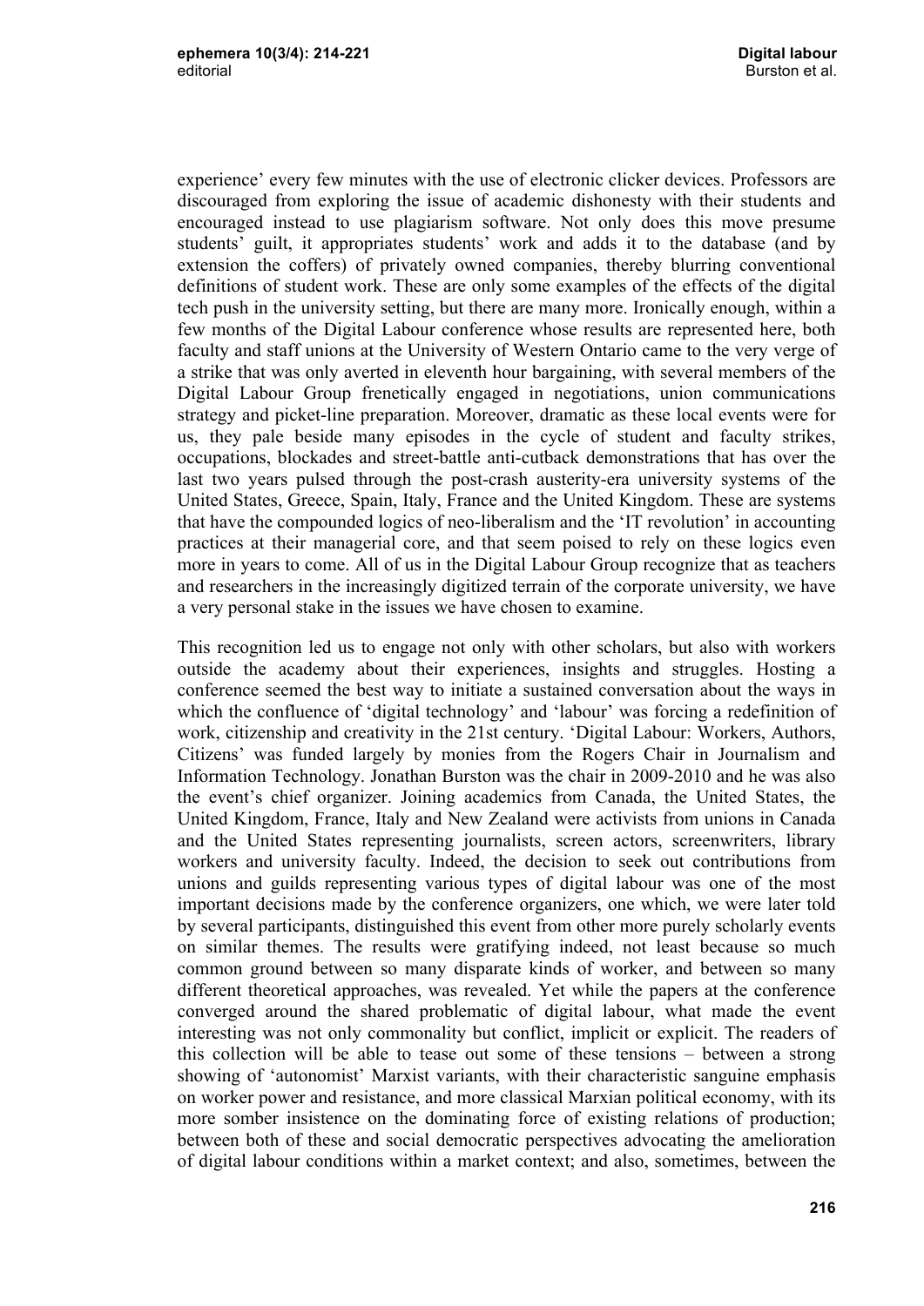experience' every few minutes with the use of electronic clicker devices. Professors are discouraged from exploring the issue of academic dishonesty with their students and encouraged instead to use plagiarism software. Not only does this move presume students' guilt, it appropriates students' work and adds it to the database (and by extension the coffers) of privately owned companies, thereby blurring conventional definitions of student work. These are only some examples of the effects of the digital tech push in the university setting, but there are many more. Ironically enough, within a few months of the Digital Labour conference whose results are represented here, both faculty and staff unions at the University of Western Ontario came to the very verge of a strike that was only averted in eleventh hour bargaining, with several members of the Digital Labour Group frenetically engaged in negotiations, union communications strategy and picket-line preparation. Moreover, dramatic as these local events were for us, they pale beside many episodes in the cycle of student and faculty strikes, occupations, blockades and street-battle anti-cutback demonstrations that has over the last two years pulsed through the post-crash austerity-era university systems of the United States, Greece, Spain, Italy, France and the United Kingdom. These are systems that have the compounded logics of neo-liberalism and the 'IT revolution' in accounting practices at their managerial core, and that seem poised to rely on these logics even more in years to come. All of us in the Digital Labour Group recognize that as teachers and researchers in the increasingly digitized terrain of the corporate university, we have a very personal stake in the issues we have chosen to examine.

This recognition led us to engage not only with other scholars, but also with workers outside the academy about their experiences, insights and struggles. Hosting a conference seemed the best way to initiate a sustained conversation about the ways in which the confluence of 'digital technology' and 'labour' was forcing a redefinition of work, citizenship and creativity in the 21st century. 'Digital Labour: Workers, Authors, Citizens' was funded largely by monies from the Rogers Chair in Journalism and Information Technology. Jonathan Burston was the chair in 2009-2010 and he was also the event's chief organizer. Joining academics from Canada, the United States, the United Kingdom, France, Italy and New Zealand were activists from unions in Canada and the United States representing journalists, screen actors, screenwriters, library workers and university faculty. Indeed, the decision to seek out contributions from unions and guilds representing various types of digital labour was one of the most important decisions made by the conference organizers, one which, we were later told by several participants, distinguished this event from other more purely scholarly events on similar themes. The results were gratifying indeed, not least because so much common ground between so many disparate kinds of worker, and between so many different theoretical approaches, was revealed. Yet while the papers at the conference converged around the shared problematic of digital labour, what made the event interesting was not only commonality but conflict, implicit or explicit. The readers of this collection will be able to tease out some of these tensions – between a strong showing of 'autonomist' Marxist variants, with their characteristic sanguine emphasis on worker power and resistance, and more classical Marxian political economy, with its more somber insistence on the dominating force of existing relations of production; between both of these and social democratic perspectives advocating the amelioration of digital labour conditions within a market context; and also, sometimes, between the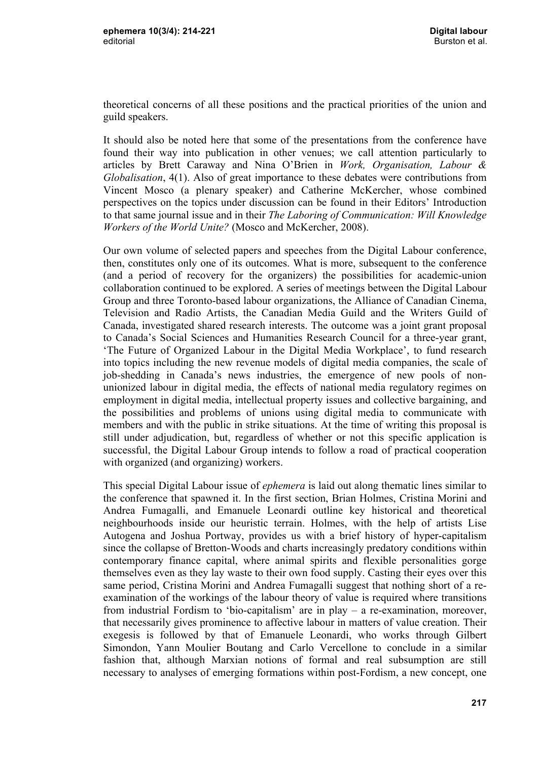theoretical concerns of all these positions and the practical priorities of the union and guild speakers.

It should also be noted here that some of the presentations from the conference have found their way into publication in other venues; we call attention particularly to articles by Brett Caraway and Nina O'Brien in *Work, Organisation, Labour & Globalisation*, 4(1). Also of great importance to these debates were contributions from Vincent Mosco (a plenary speaker) and Catherine McKercher, whose combined perspectives on the topics under discussion can be found in their Editors' Introduction to that same journal issue and in their *The Laboring of Communication: Will Knowledge Workers of the World Unite?* (Mosco and McKercher, 2008).

Our own volume of selected papers and speeches from the Digital Labour conference, then, constitutes only one of its outcomes. What is more, subsequent to the conference (and a period of recovery for the organizers) the possibilities for academic-union collaboration continued to be explored. A series of meetings between the Digital Labour Group and three Toronto-based labour organizations, the Alliance of Canadian Cinema, Television and Radio Artists, the Canadian Media Guild and the Writers Guild of Canada, investigated shared research interests. The outcome was a joint grant proposal to Canada's Social Sciences and Humanities Research Council for a three-year grant, 'The Future of Organized Labour in the Digital Media Workplace', to fund research into topics including the new revenue models of digital media companies, the scale of job-shedding in Canada's news industries, the emergence of new pools of non-unionized labour in digital media, the effects of national media regulatory regimes on employment in digital media, intellectual property issues and collective bargaining, and the possibilities and problems of unions using digital media to communicate with members and with the public in strike situations. At the time of writing this proposal is still under adjudication, but, regardless of whether or not this specific application is successful, the Digital Labour Group intends to follow a road of practical cooperation with organized (and organizing) workers.

This special Digital Labour issue of *ephemera* is laid out along thematic lines similar to the conference that spawned it. In the first section, Brian Holmes, Cristina Morini and Andrea Fumagalli, and Emanuele Leonardi outline key historical and theoretical neighbourhoods inside our heuristic terrain. Holmes, with the help of artists Lise Autogena and Joshua Portway, provides us with a brief history of hyper-capitalism since the collapse of Bretton-Woods and charts increasingly predatory conditions within contemporary finance capital, where animal spirits and flexible personalities gorge themselves even as they lay waste to their own food supply. Casting their eyes over this same period, Cristina Morini and Andrea Fumagalli suggest that nothing short of a re-examination of the workings of the labour theory of value is required where transitions from industrial Fordism to 'bio-capitalism' are in play – a re-examination, moreover, that necessarily gives prominence to affective labour in matters of value creation. Their exegesis is followed by that of Emanuele Leonardi, who works through Gilbert Simondon, Yann Moulier Boutang and Carlo Vercellone to conclude in a similar fashion that, although Marxian notions of formal and real subsumption are still necessary to analyses of emerging formations within post-Fordism, a new concept, one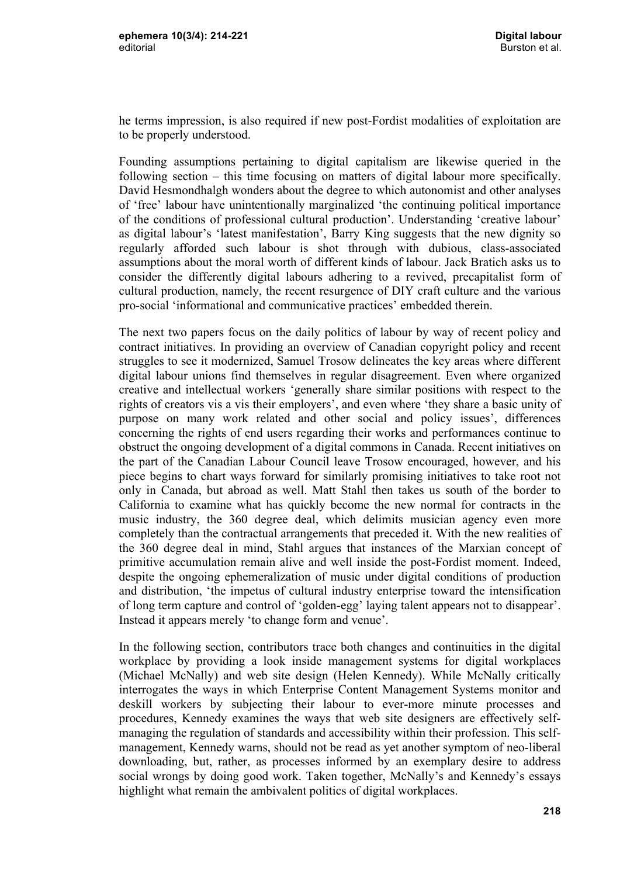he terms impression, is also required if new post-Fordist modalities of exploitation are to be properly understood.

Founding assumptions pertaining to digital capitalism are likewise queried in the following section – this time focusing on matters of digital labour more specifically. David Hesmondhalgh wonders about the degree to which autonomist and other analyses of 'free' labour have unintentionally marginalized 'the continuing political importance of the conditions of professional cultural production'. Understanding 'creative labour' as digital labour's 'latest manifestation', Barry King suggests that the new dignity so regularly afforded such labour is shot through with dubious, class-associated assumptions about the moral worth of different kinds of labour. Jack Bratich asks us to consider the differently digital labours adhering to a revived, precapitalist form of cultural production, namely, the recent resurgence of DIY craft culture and the various pro-social 'informational and communicative practices' embedded therein.

The next two papers focus on the daily politics of labour by way of recent policy and contract initiatives. In providing an overview of Canadian copyright policy and recent struggles to see it modernized, Samuel Trosow delineates the key areas where different digital labour unions find themselves in regular disagreement. Even where organized creative and intellectual workers 'generally share similar positions with respect to the rights of creators vis a vis their employers', and even where 'they share a basic unity of purpose on many work related and other social and policy issues', differences concerning the rights of end users regarding their works and performances continue to obstruct the ongoing development of a digital commons in Canada. Recent initiatives on the part of the Canadian Labour Council leave Trosow encouraged, however, and his piece begins to chart ways forward for similarly promising initiatives to take root not only in Canada, but abroad as well. Matt Stahl then takes us south of the border to California to examine what has quickly become the new normal for contracts in the music industry, the 360 degree deal, which delimits musician agency even more completely than the contractual arrangements that preceded it. With the new realities of the 360 degree deal in mind, Stahl argues that instances of the Marxian concept of primitive accumulation remain alive and well inside the post-Fordist moment. Indeed, despite the ongoing ephemeralization of music under digital conditions of production and distribution, 'the impetus of cultural industry enterprise toward the intensification of long term capture and control of 'golden-egg' laying talent appears not to disappear'. Instead it appears merely 'to change form and venue'.

In the following section, contributors trace both changes and continuities in the digital workplace by providing a look inside management systems for digital workplaces (Michael McNally) and web site design (Helen Kennedy). While McNally critically interrogates the ways in which Enterprise Content Management Systems monitor and deskill workers by subjecting their labour to ever-more minute processes and procedures, Kennedy examines the ways that web site designers are effectively self-managing the regulation of standards and accessibility within their profession. This self-management, Kennedy warns, should not be read as yet another symptom of neo-liberal downloading, but, rather, as processes informed by an exemplary desire to address social wrongs by doing good work. Taken together, McNally's and Kennedy's essays highlight what remain the ambivalent politics of digital workplaces.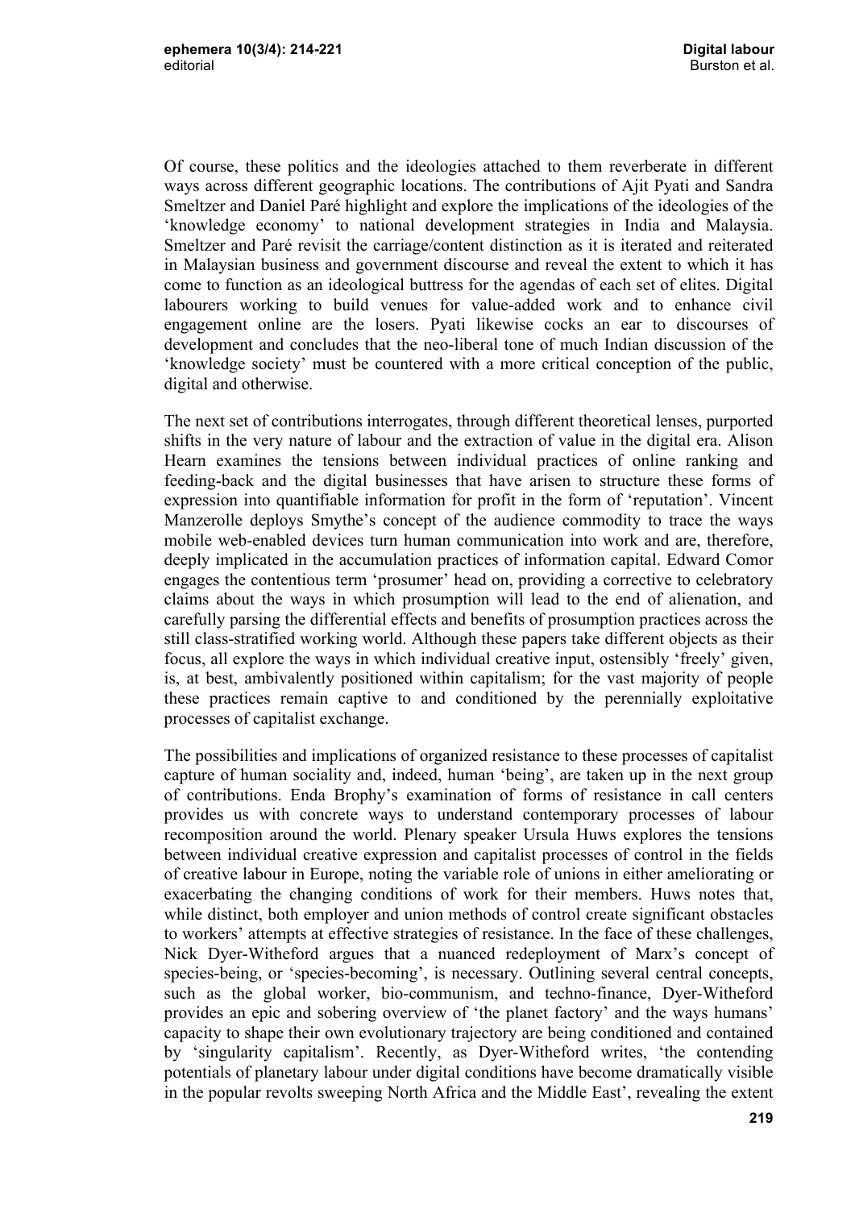Of course, these politics and the ideologies attached to them reverberate in different ways across different geographic locations. The contributions of Ajit Pyati and Sandra Smeltzer and Daniel Paré highlight and explore the implications of the ideologies of the 'knowledge economy' to national development strategies in India and Malaysia. Smeltzer and Paré revisit the carriage/content distinction as it is iterated and reiterated in Malaysian business and government discourse and reveal the extent to which it has come to function as an ideological buttress for the agendas of each set of elites. Digital labourers working to build venues for value-added work and to enhance civil engagement online are the losers. Pyati likewise cocks an ear to discourses of development and concludes that the neo-liberal tone of much Indian discussion of the 'knowledge society' must be countered with a more critical conception of the public, digital and otherwise.

The next set of contributions interrogates, through different theoretical lenses, purported shifts in the very nature of labour and the extraction of value in the digital era. Alison Hearn examines the tensions between individual practices of online ranking and feeding-back and the digital businesses that have arisen to structure these forms of expression into quantifiable information for profit in the form of 'reputation'. Vincent Manzerolle deploys Smythe's concept of the audience commodity to trace the ways mobile web-enabled devices turn human communication into work and are, therefore, deeply implicated in the accumulation practices of information capital. Edward Comor engages the contentious term 'prosumer' head on, providing a corrective to celebratory claims about the ways in which prosumption will lead to the end of alienation, and carefully parsing the differential effects and benefits of prosumption practices across the still class-stratified working world. Although these papers take different objects as their focus, all explore the ways in which individual creative input, ostensibly 'freely' given, is, at best, ambivalently positioned within capitalism; for the vast majority of people these practices remain captive to and conditioned by the perennially exploitative processes of capitalist exchange.

The possibilities and implications of organized resistance to these processes of capitalist capture of human sociality and, indeed, human 'being', are taken up in the next group of contributions. Enda Brophy's examination of forms of resistance in call centers provides us with concrete ways to understand contemporary processes of labour recomposition around the world. Plenary speaker Ursula Huws explores the tensions between individual creative expression and capitalist processes of control in the fields of creative labour in Europe, noting the variable role of unions in either ameliorating or exacerbating the changing conditions of work for their members. Huws notes that, while distinct, both employer and union methods of control create significant obstacles to workers' attempts at effective strategies of resistance. In the face of these challenges, Nick Dyer-Witheford argues that a nuanced redeployment of Marx's concept of species-being, or 'species-becoming', is necessary. Outlining several central concepts, such as the global worker, bio-communism, and techno-finance, Dyer-Witheford provides an epic and sobering overview of 'the planet factory' and the ways humans' capacity to shape their own evolutionary trajectory are being conditioned and contained by 'singularity capitalism'. Recently, as Dyer-Witheford writes, 'the contending potentials of planetary labour under digital conditions have become dramatically visible in the popular revolts sweeping North Africa and the Middle East', revealing the extent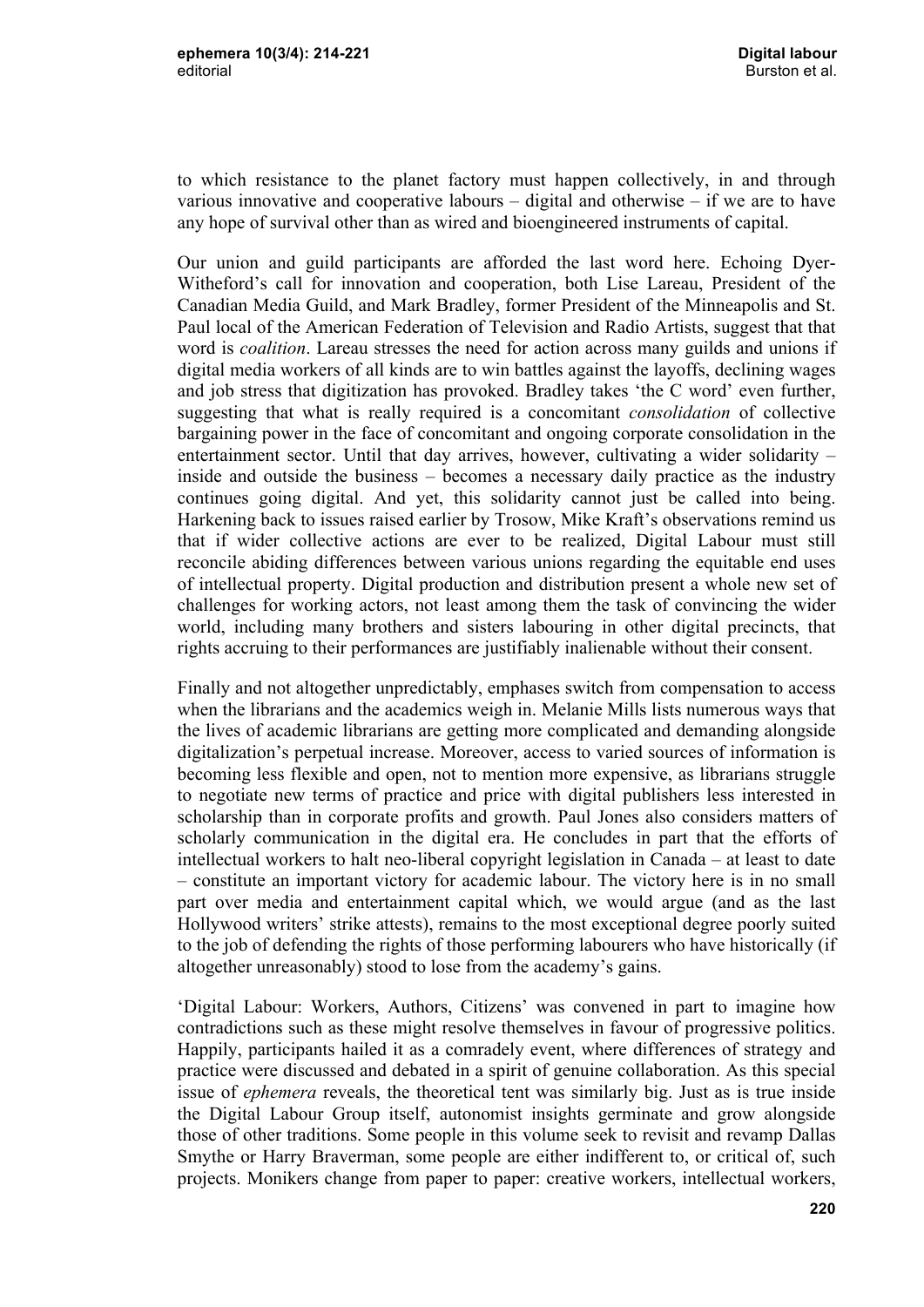to which resistance to the planet factory must happen collectively, in and through various innovative and cooperative labours – digital and otherwise – if we are to have any hope of survival other than as wired and bioengineered instruments of capital.

Our union and guild participants are afforded the last word here. Echoing Dyer-Witheford's call for innovation and cooperation, both Lise Lareau, President of the Canadian Media Guild, and Mark Bradley, former President of the Minneapolis and St. Paul local of the American Federation of Television and Radio Artists, suggest that that word is *coalition*. Lareau stresses the need for action across many guilds and unions if digital media workers of all kinds are to win battles against the layoffs, declining wages and job stress that digitization has provoked. Bradley takes 'the C word' even further, suggesting that what is really required is a concomitant *consolidation* of collective bargaining power in the face of concomitant and ongoing corporate consolidation in the entertainment sector. Until that day arrives, however, cultivating a wider solidarity – inside and outside the business – becomes a necessary daily practice as the industry continues going digital. And yet, this solidarity cannot just be called into being. Harkening back to issues raised earlier by Trosow, Mike Kraft's observations remind us that if wider collective actions are ever to be realized, Digital Labour must still reconcile abiding differences between various unions regarding the equitable end uses of intellectual property. Digital production and distribution present a whole new set of challenges for working actors, not least among them the task of convincing the wider world, including many brothers and sisters labouring in other digital precincts, that rights accruing to their performances are justifiably inalienable without their consent.

Finally and not altogether unpredictably, emphases switch from compensation to access when the librarians and the academics weigh in. Melanie Mills lists numerous ways that the lives of academic librarians are getting more complicated and demanding alongside digitalization's perpetual increase. Moreover, access to varied sources of information is becoming less flexible and open, not to mention more expensive, as librarians struggle to negotiate new terms of practice and price with digital publishers less interested in scholarship than in corporate profits and growth. Paul Jones also considers matters of scholarly communication in the digital era. He concludes in part that the efforts of intellectual workers to halt neo-liberal copyright legislation in Canada – at least to date – constitute an important victory for academic labour. The victory here is in no small part over media and entertainment capital which, we would argue (and as the last Hollywood writers' strike attests), remains to the most exceptional degree poorly suited to the job of defending the rights of those performing labourers who have historically (if altogether unreasonably) stood to lose from the academy's gains.

'Digital Labour: Workers, Authors, Citizens' was convened in part to imagine how contradictions such as these might resolve themselves in favour of progressive politics. Happily, participants hailed it as a comradely event, where differences of strategy and practice were discussed and debated in a spirit of genuine collaboration. As this special issue of *ephemera* reveals, the theoretical tent was similarly big. Just as is true inside the Digital Labour Group itself, autonomist insights germinate and grow alongside those of other traditions. Some people in this volume seek to revisit and revamp Dallas Smythe or Harry Braverman, some people are either indifferent to, or critical of, such projects. Monikers change from paper to paper: creative workers, intellectual workers,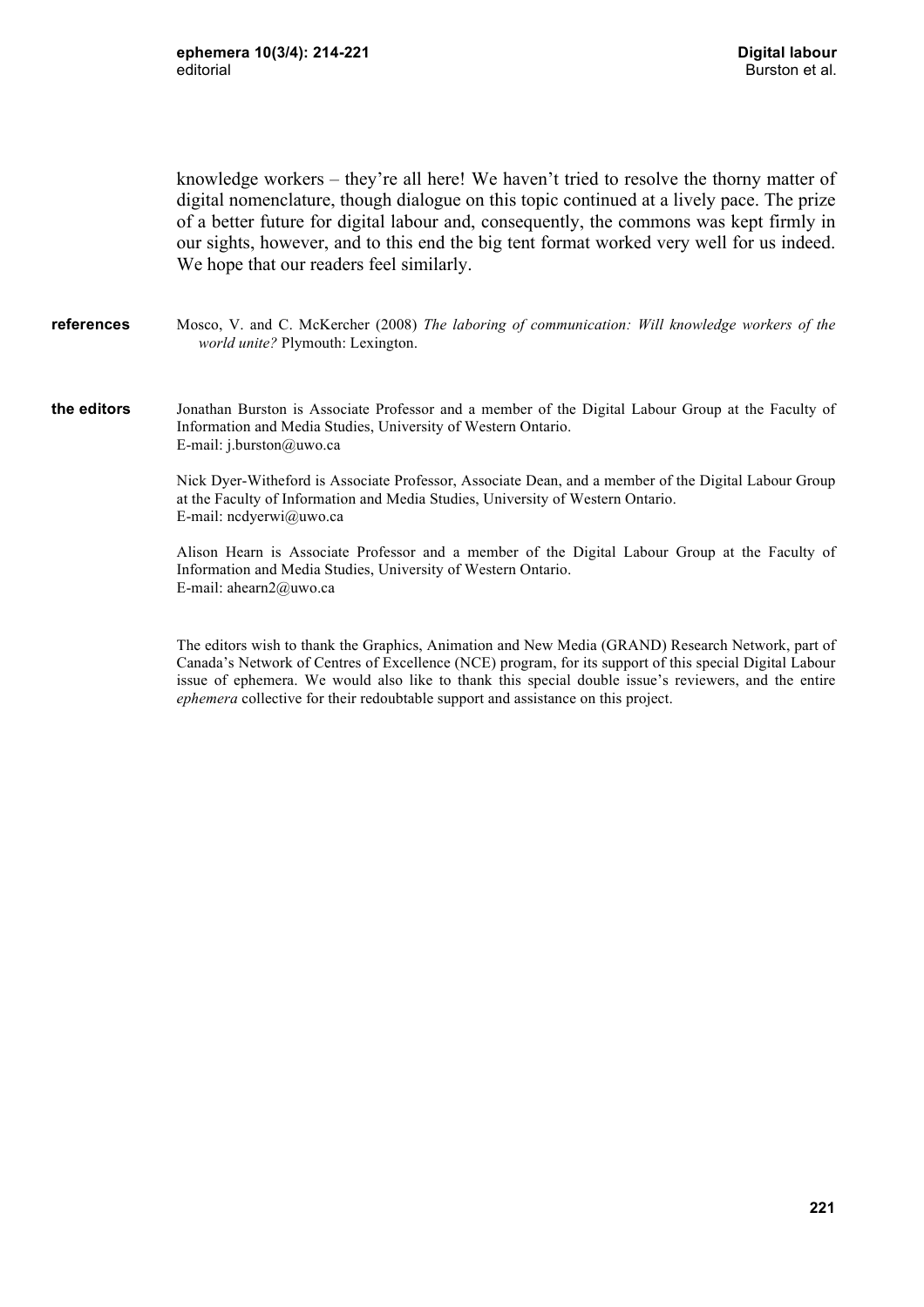knowledge workers – they're all here! We haven't tried to resolve the thorny matter of digital nomenclature, though dialogue on this topic continued at a lively pace. The prize of a better future for digital labour and, consequently, the commons was kept firmly in our sights, however, and to this end the big tent format worked very well for us indeed. We hope that our readers feel similarly.

**references**

Mosco, V. and C. McKercher (2008) *The laboring of communication: Will knowledge workers of the world unite?* Plymouth: Lexington.

**the editors**

Jonathan Burston is Associate Professor and a member of the Digital Labour Group at the Faculty of Information and Media Studies, University of Western Ontario.
E-mail: j.burston@uwo.ca

Nick Dyer-Witheford is Associate Professor, Associate Dean, and a member of the Digital Labour Group at the Faculty of Information and Media Studies, University of Western Ontario.
E-mail: ncdyerwi@uwo.ca

Alison Hearn is Associate Professor and a member of the Digital Labour Group at the Faculty of Information and Media Studies, University of Western Ontario.
E-mail: ahearn2@uwo.ca

The editors wish to thank the Graphics, Animation and New Media (GRAND) Research Network, part of Canada's Network of Centres of Excellence (NCE) program, for its support of this special Digital Labour issue of ephemera. We would also like to thank this special double issue's reviewers, and the entire *ephemera* collective for their redoubtable support and assistance on this project.